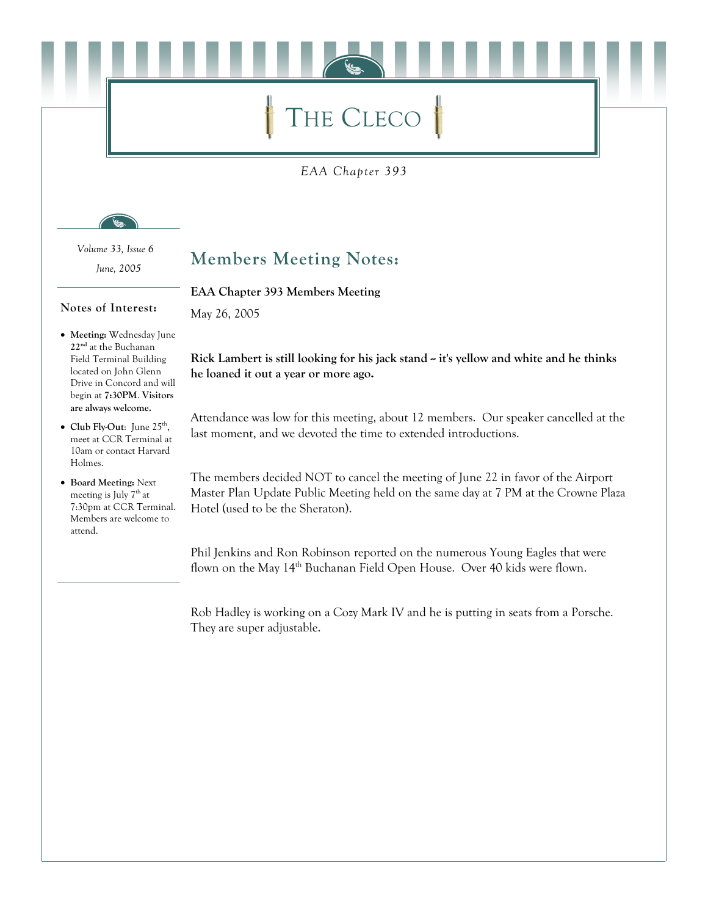# THE CLECO

*EAA Chapter 393*

*Volume 33, Issue 6*

*June, 2005*

### Notes of Interest:

- **Meeting:** Wednesday June **22nd** at the Buchanan Field Terminal Building located on John Glenn Drive in Concord and will begin at **7:30PM. Visitors are always welcome.**
- **Club Fly-Out**: June 25th, meet at CCR Terminal at 10am or contact Harvard Holmes.
- **Board Meeting:** Next meeting is July 7th at 7:30pm at CCR Terminal. Members are welcome to attend.

## Members Meeting Notes:

**EAA Chapter 393 Members Meeting**

May 26, 2005

**Rick Lambert is still looking for his jack stand ~ it's yellow and white and he thinks he loaned it out a year or more ago.**

Attendance was low for this meeting, about 12 members. Our speaker cancelled at the last moment, and we devoted the time to extended introductions.

The members decided NOT to cancel the meeting of June 22 in favor of the Airport Master Plan Update Public Meeting held on the same day at 7 PM at the Crowne Plaza Hotel (used to be the Sheraton).

Phil Jenkins and Ron Robinson reported on the numerous Young Eagles that were flown on the May 14th Buchanan Field Open House. Over 40 kids were flown.

Rob Hadley is working on a Cozy Mark IV and he is putting in seats from a Porsche. They are super adjustable.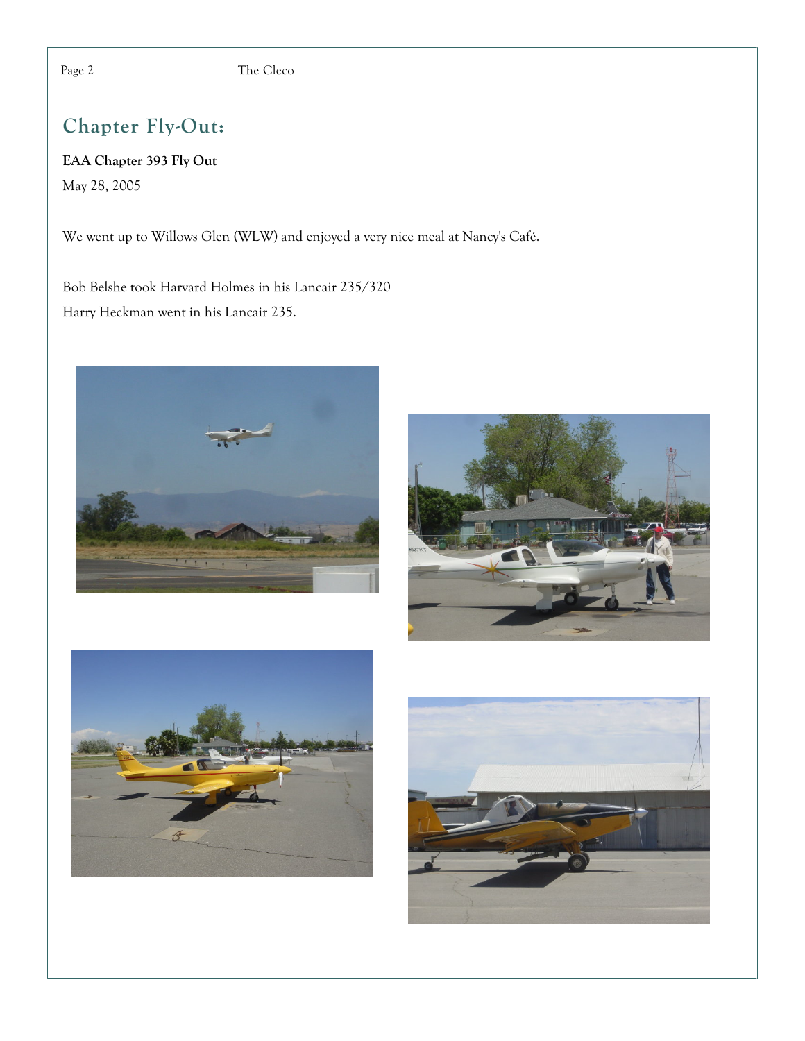## Chapter Fly-Out:

**EAA Chapter 393 Fly Out**

May 28, 2005

We went up to Willows Glen (WLW) and enjoyed a very nice meal at Nancy's Café.

Bob Belshe took Harvard Holmes in his Lancair 235/320

Harry Heckman went in his Lancair 235.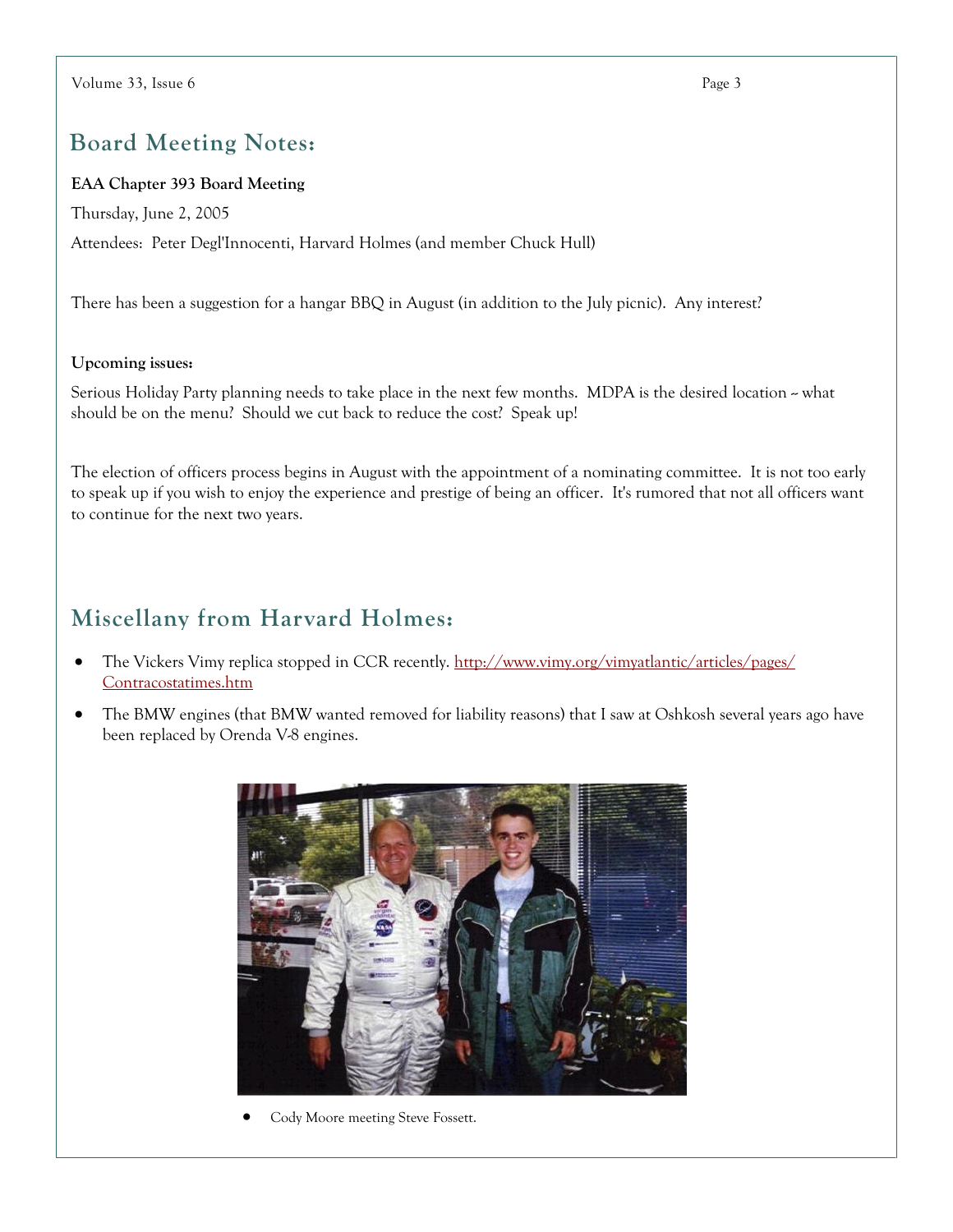## Board Meeting Notes:

**EAA Chapter 393 Board Meeting**

Thursday, June 2, 2005

Attendees: Peter Degl'Innocenti, Harvard Holmes (and member Chuck Hull)

There has been a suggestion for a hangar BBQ in August (in addition to the July picnic). Any interest?

**Upcoming issues:**

Serious Holiday Party planning needs to take place in the next few months. MDPA is the desired location ~ what should be on the menu? Should we cut back to reduce the cost? Speak up!

The election of officers process begins in August with the appointment of a nominating committee. It is not too early to speak up if you wish to enjoy the experience and prestige of being an officer. It's rumored that not all officers want to continue for the next two years.

## Miscellany from Harvard Holmes:

- The Vickers Vimy replica stopped in CCR recently. [http://www.vimy.org/vimyatlantic/articles/pages/Contracostatimes.htm](http://www.vimy.org/vimyatlantic/articles/pages/Contracostatimes.htm)
- The BMW engines (that BMW wanted removed for liability reasons) that I saw at Oshkosh several years ago have been replaced by Orenda V-8 engines.

- Cody Moore meeting Steve Fossett.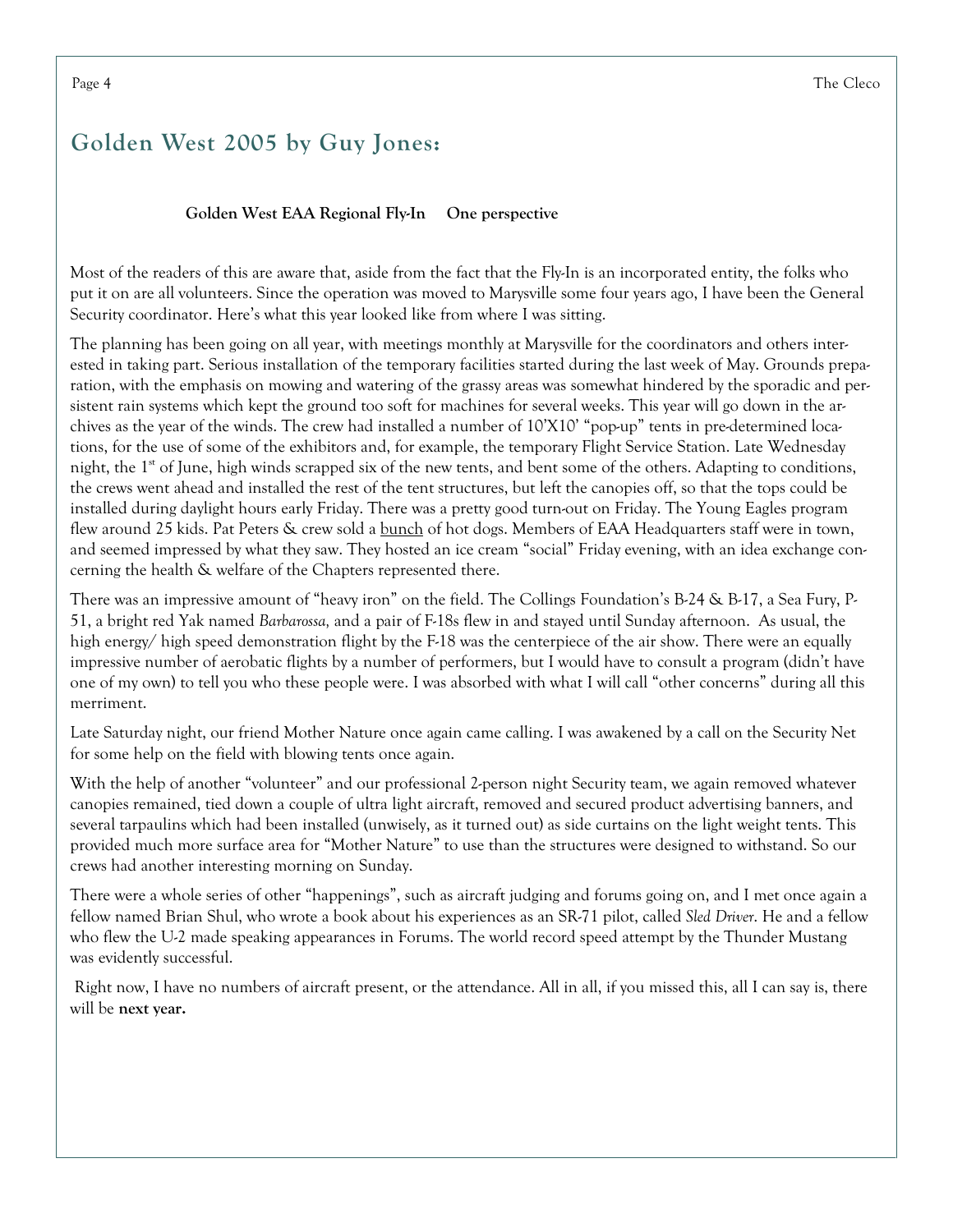## Golden West 2005 by Guy Jones:

**Golden West EAA Regional Fly-In     One perspective**

Most of the readers of this are aware that, aside from the fact that the Fly-In is an incorporated entity, the folks who put it on are all volunteers. Since the operation was moved to Marysville some four years ago, I have been the General Security coordinator. Here's what this year looked like from where I was sitting.

The planning has been going on all year, with meetings monthly at Marysville for the coordinators and others interested in taking part. Serious installation of the temporary facilities started during the last week of May. Grounds preparation, with the emphasis on mowing and watering of the grassy areas was somewhat hindered by the sporadic and persistent rain systems which kept the ground too soft for machines for several weeks. This year will go down in the archives as the year of the winds. The crew had installed a number of 10'X10' "pop-up" tents in pre-determined locations, for the use of some of the exhibitors and, for example, the temporary Flight Service Station. Late Wednesday night, the 1st of June, high winds scrapped six of the new tents, and bent some of the others. Adapting to conditions, the crews went ahead and installed the rest of the tent structures, but left the canopies off, so that the tops could be installed during daylight hours early Friday. There was a pretty good turn-out on Friday. The Young Eagles program flew around 25 kids. Pat Peters & crew sold a <u>bunch</u> of hot dogs. Members of EAA Headquarters staff were in town, and seemed impressed by what they saw. They hosted an ice cream "social" Friday evening, with an idea exchange concerning the health & welfare of the Chapters represented there.

There was an impressive amount of "heavy iron" on the field. The Collings Foundation's B-24 & B-17, a Sea Fury, P-51, a bright red Yak named *Barbarossa,* and a pair of F-18s flew in and stayed until Sunday afternoon. As usual, the high energy/ high speed demonstration flight by the F-18 was the centerpiece of the air show. There were an equally impressive number of aerobatic flights by a number of performers, but I would have to consult a program (didn't have one of my own) to tell you who these people were. I was absorbed with what I will call "other concerns" during all this merriment.

Late Saturday night, our friend Mother Nature once again came calling. I was awakened by a call on the Security Net for some help on the field with blowing tents once again.

With the help of another "volunteer" and our professional 2-person night Security team, we again removed whatever canopies remained, tied down a couple of ultra light aircraft, removed and secured product advertising banners, and several tarpaulins which had been installed (unwisely, as it turned out) as side curtains on the light weight tents. This provided much more surface area for "Mother Nature" to use than the structures were designed to withstand. So our crews had another interesting morning on Sunday.

There were a whole series of other "happenings", such as aircraft judging and forums going on, and I met once again a fellow named Brian Shul, who wrote a book about his experiences as an SR-71 pilot, called *Sled Driver*. He and a fellow who flew the U-2 made speaking appearances in Forums. The world record speed attempt by the Thunder Mustang was evidently successful.

Right now, I have no numbers of aircraft present, or the attendance. All in all, if you missed this, all I can say is, there will be **next year.**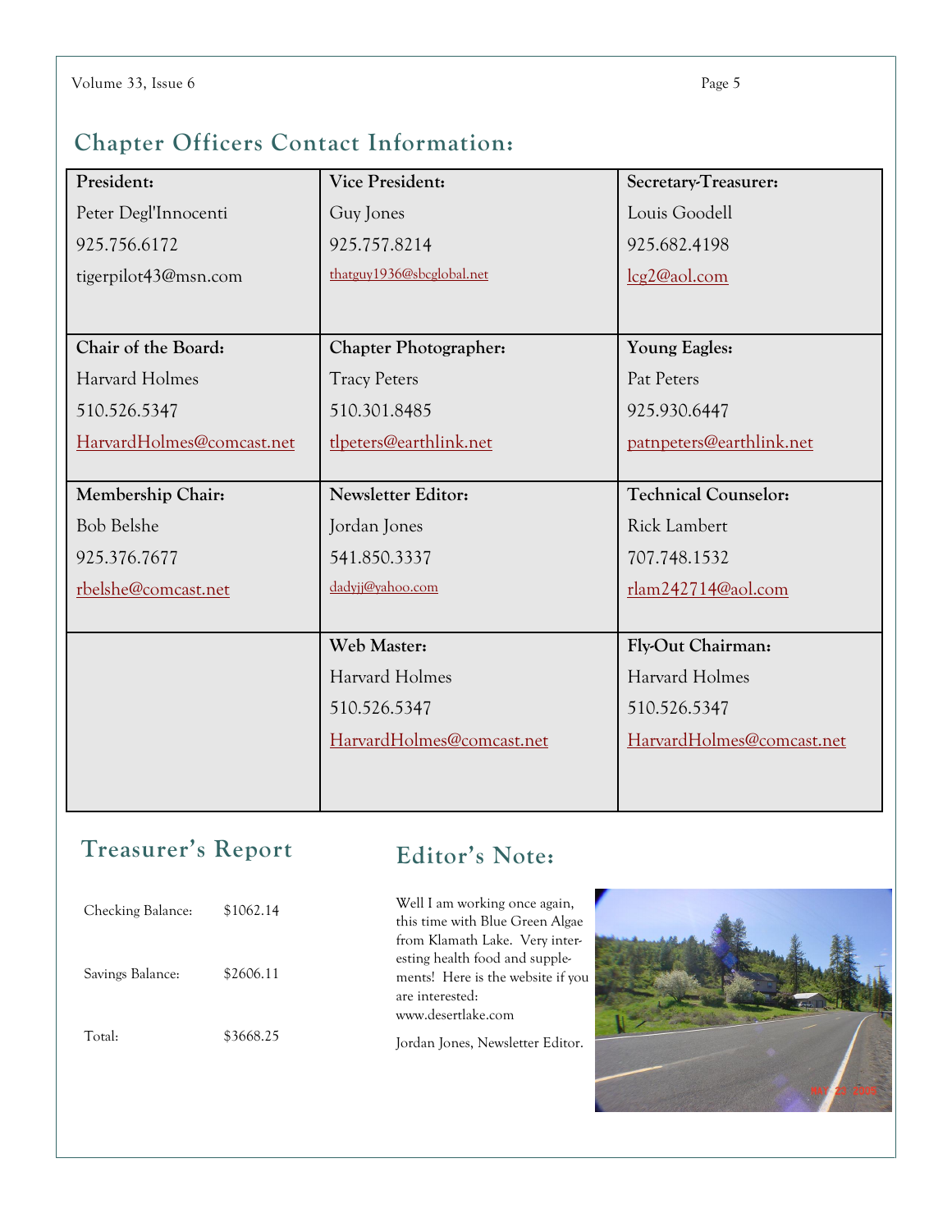## Chapter Officers Contact Information:

| | | |
|---|---|---|
| **President:**<br>Peter Degl'Innocenti<br>925.756.6172<br>tigerpilot43@msn.com | **Vice President:**<br>Guy Jones<br>925.757.8214<br>thatguy1936@sbcglobal.net | **Secretary-Treasurer:**<br>Louis Goodell<br>925.682.4198<br>lcg2@aol.com |
| **Chair of the Board:**<br>Harvard Holmes<br>510.526.5347<br>HarvardHolmes@comcast.net | **Chapter Photographer:**<br>Tracy Peters<br>510.301.8485<br>tlpeters@earthlink.net | **Young Eagles:**<br>Pat Peters<br>925.930.6447<br>patnpeters@earthlink.net |
| **Membership Chair:**<br>Bob Belshe<br>925.376.7677<br>rbelshe@comcast.net | **Newsletter Editor:**<br>Jordan Jones<br>541.850.3337<br>dadyjj@yahoo.com | **Technical Counselor:**<br>Rick Lambert<br>707.748.1532<br>rlam242714@aol.com |
| | **Web Master:**<br>Harvard Holmes<br>510.526.5347<br>HarvardHolmes@comcast.net | **Fly-Out Chairman:**<br>Harvard Holmes<br>510.526.5347<br>HarvardHolmes@comcast.net |

## Treasurer's Report

| | |
|---|---|
| Checking Balance: | $1062.14 |
| Savings Balance: | $2606.11 |
| Total: | $3668.25 |

## Editor's Note:

Well I am working once again, this time with Blue Green Algae from Klamath Lake. Very interesting health food and supplements! Here is the website if you are interested: www.desertlake.com

Jordan Jones, Newsletter Editor.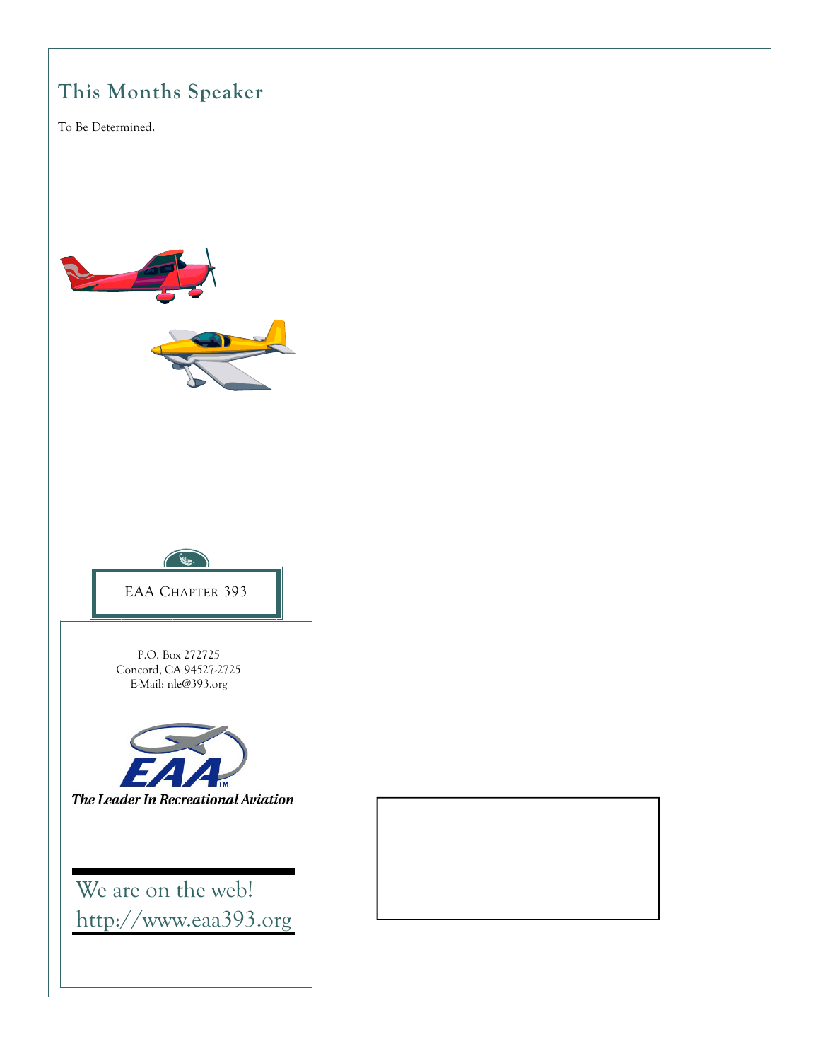## This Months Speaker

To Be Determined.

EAA Chapter 393

P.O. Box 272725
Concord, CA 94527-2725
E-Mail: nle@393.org

EAA
The Leader In Recreational Aviation

We are on the web!
http://www.eaa393.org